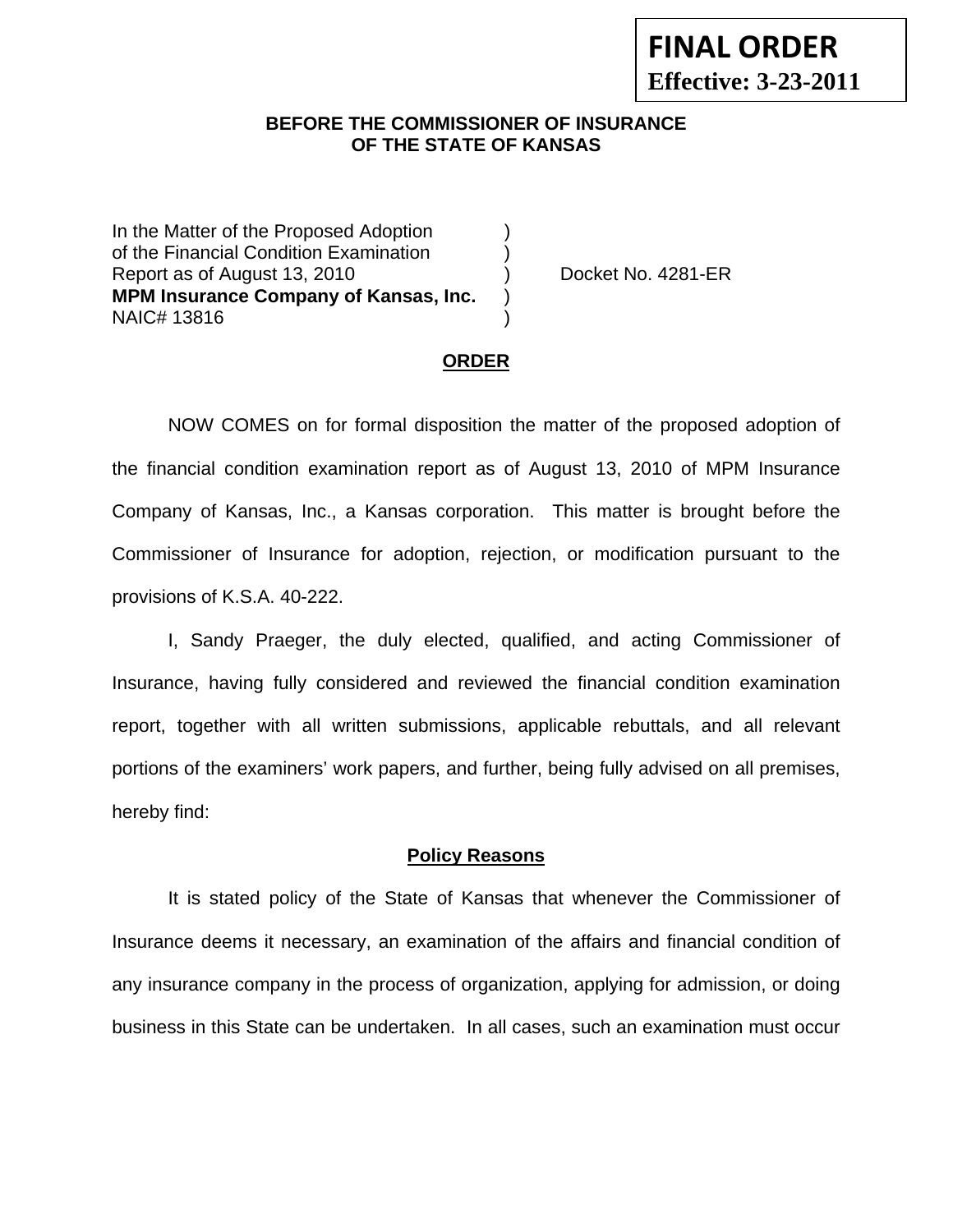**FINAL ORDER**
**Effective: 3-23-2011**

**BEFORE THE COMMISSIONER OF INSURANCE**
**OF THE STATE OF KANSAS**

In the Matter of the Proposed Adoption )
of the Financial Condition Examination )
Report as of August 13, 2010 ) Docket No. 4281-ER
**MPM Insurance Company of Kansas, Inc.** )
NAIC# 13816 )

**ORDER**

NOW COMES on for formal disposition the matter of the proposed adoption of the financial condition examination report as of August 13, 2010 of MPM Insurance Company of Kansas, Inc., a Kansas corporation. This matter is brought before the Commissioner of Insurance for adoption, rejection, or modification pursuant to the provisions of K.S.A. 40-222.

I, Sandy Praeger, the duly elected, qualified, and acting Commissioner of Insurance, having fully considered and reviewed the financial condition examination report, together with all written submissions, applicable rebuttals, and all relevant portions of the examiners' work papers, and further, being fully advised on all premises, hereby find:

**Policy Reasons**

It is stated policy of the State of Kansas that whenever the Commissioner of Insurance deems it necessary, an examination of the affairs and financial condition of any insurance company in the process of organization, applying for admission, or doing business in this State can be undertaken. In all cases, such an examination must occur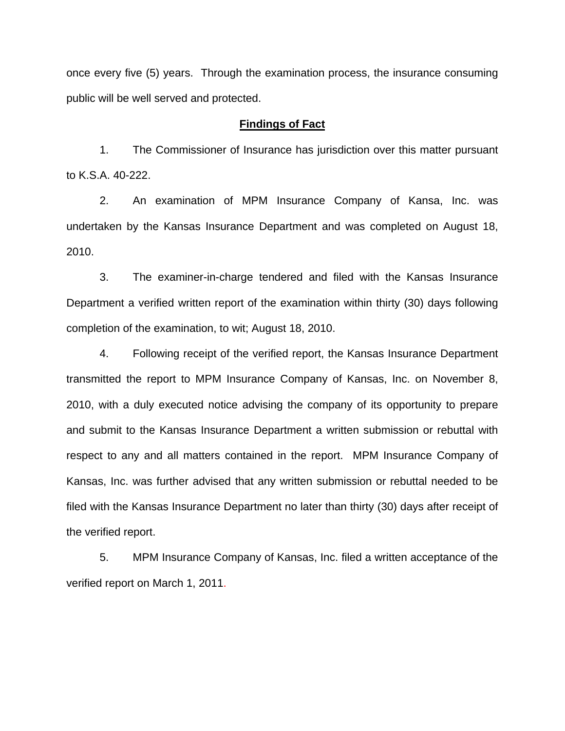once every five (5) years. Through the examination process, the insurance consuming public will be well served and protected.

## **Findings of Fact**

1. The Commissioner of Insurance has jurisdiction over this matter pursuant to K.S.A. 40-222.

2. An examination of MPM Insurance Company of Kansa, Inc. was undertaken by the Kansas Insurance Department and was completed on August 18, 2010.

3. The examiner-in-charge tendered and filed with the Kansas Insurance Department a verified written report of the examination within thirty (30) days following completion of the examination, to wit; August 18, 2010.

4. Following receipt of the verified report, the Kansas Insurance Department transmitted the report to MPM Insurance Company of Kansas, Inc. on November 8, 2010, with a duly executed notice advising the company of its opportunity to prepare and submit to the Kansas Insurance Department a written submission or rebuttal with respect to any and all matters contained in the report. MPM Insurance Company of Kansas, Inc. was further advised that any written submission or rebuttal needed to be filed with the Kansas Insurance Department no later than thirty (30) days after receipt of the verified report.

5. MPM Insurance Company of Kansas, Inc. filed a written acceptance of the verified report on March 1, 2011.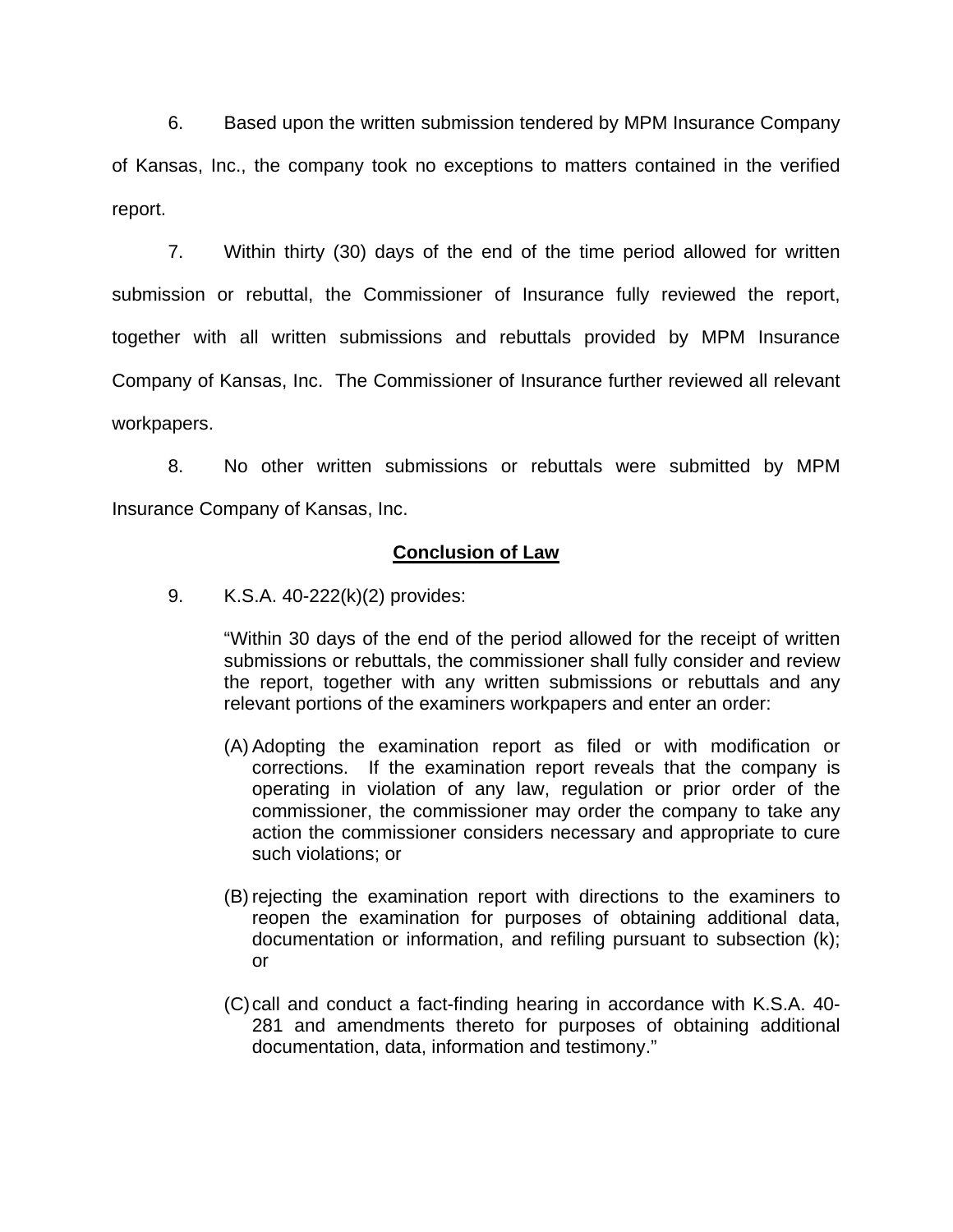6. Based upon the written submission tendered by MPM Insurance Company of Kansas, Inc., the company took no exceptions to matters contained in the verified report.

7. Within thirty (30) days of the end of the time period allowed for written submission or rebuttal, the Commissioner of Insurance fully reviewed the report, together with all written submissions and rebuttals provided by MPM Insurance Company of Kansas, Inc. The Commissioner of Insurance further reviewed all relevant workpapers.

8. No other written submissions or rebuttals were submitted by MPM Insurance Company of Kansas, Inc.

## **Conclusion of Law**

9. K.S.A. 40-222(k)(2) provides:

> "Within 30 days of the end of the period allowed for the receipt of written submissions or rebuttals, the commissioner shall fully consider and review the report, together with any written submissions or rebuttals and any relevant portions of the examiners workpapers and enter an order:
>
> (A) Adopting the examination report as filed or with modification or corrections. If the examination report reveals that the company is operating in violation of any law, regulation or prior order of the commissioner, the commissioner may order the company to take any action the commissioner considers necessary and appropriate to cure such violations; or
>
> (B) rejecting the examination report with directions to the examiners to reopen the examination for purposes of obtaining additional data, documentation or information, and refiling pursuant to subsection (k); or
>
> (C) call and conduct a fact-finding hearing in accordance with K.S.A. 40-281 and amendments thereto for purposes of obtaining additional documentation, data, information and testimony."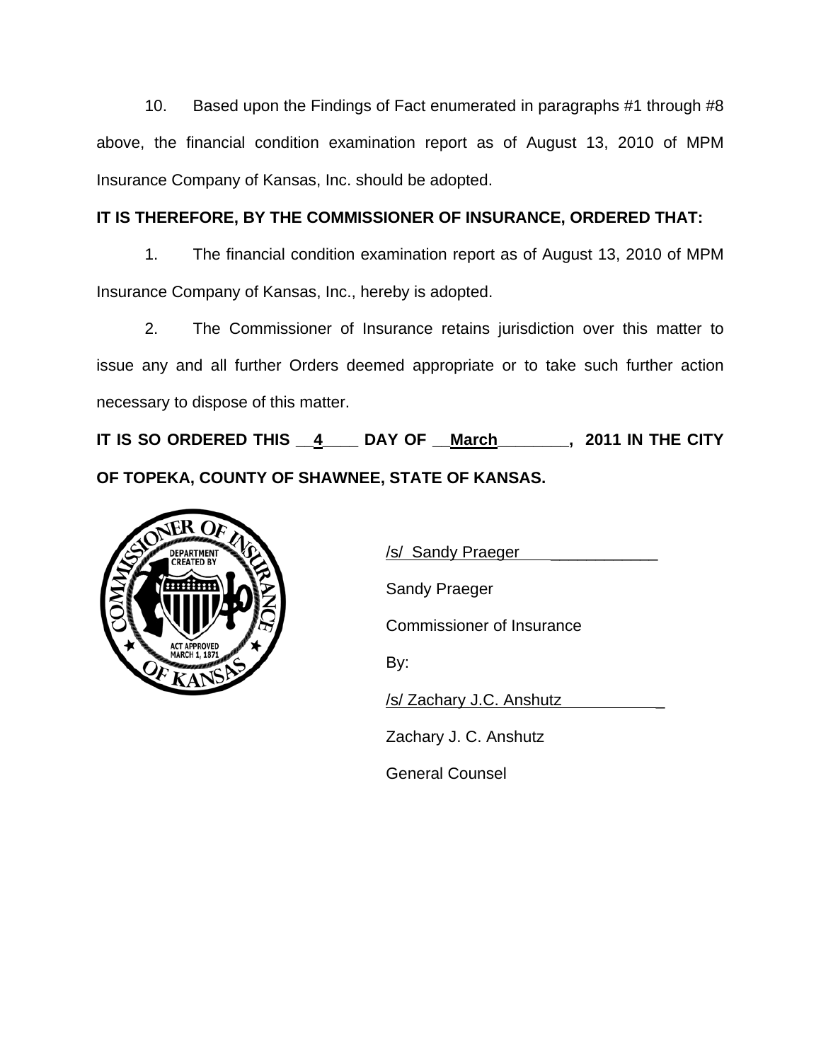10. Based upon the Findings of Fact enumerated in paragraphs #1 through #8 above, the financial condition examination report as of August 13, 2010 of MPM Insurance Company of Kansas, Inc. should be adopted.

**IT IS THEREFORE, BY THE COMMISSIONER OF INSURANCE, ORDERED THAT:**

1. The financial condition examination report as of August 13, 2010 of MPM Insurance Company of Kansas, Inc., hereby is adopted.

2. The Commissioner of Insurance retains jurisdiction over this matter to issue any and all further Orders deemed appropriate or to take such further action necessary to dispose of this matter.

**IT IS SO ORDERED THIS __4____ DAY OF __March________, 2011 IN THE CITY OF TOPEKA, COUNTY OF SHAWNEE, STATE OF KANSAS.**

/s/ Sandy Praeger

Sandy Praeger

Commissioner of Insurance

By:

/s/ Zachary J.C. Anshutz

Zachary J. C. Anshutz

General Counsel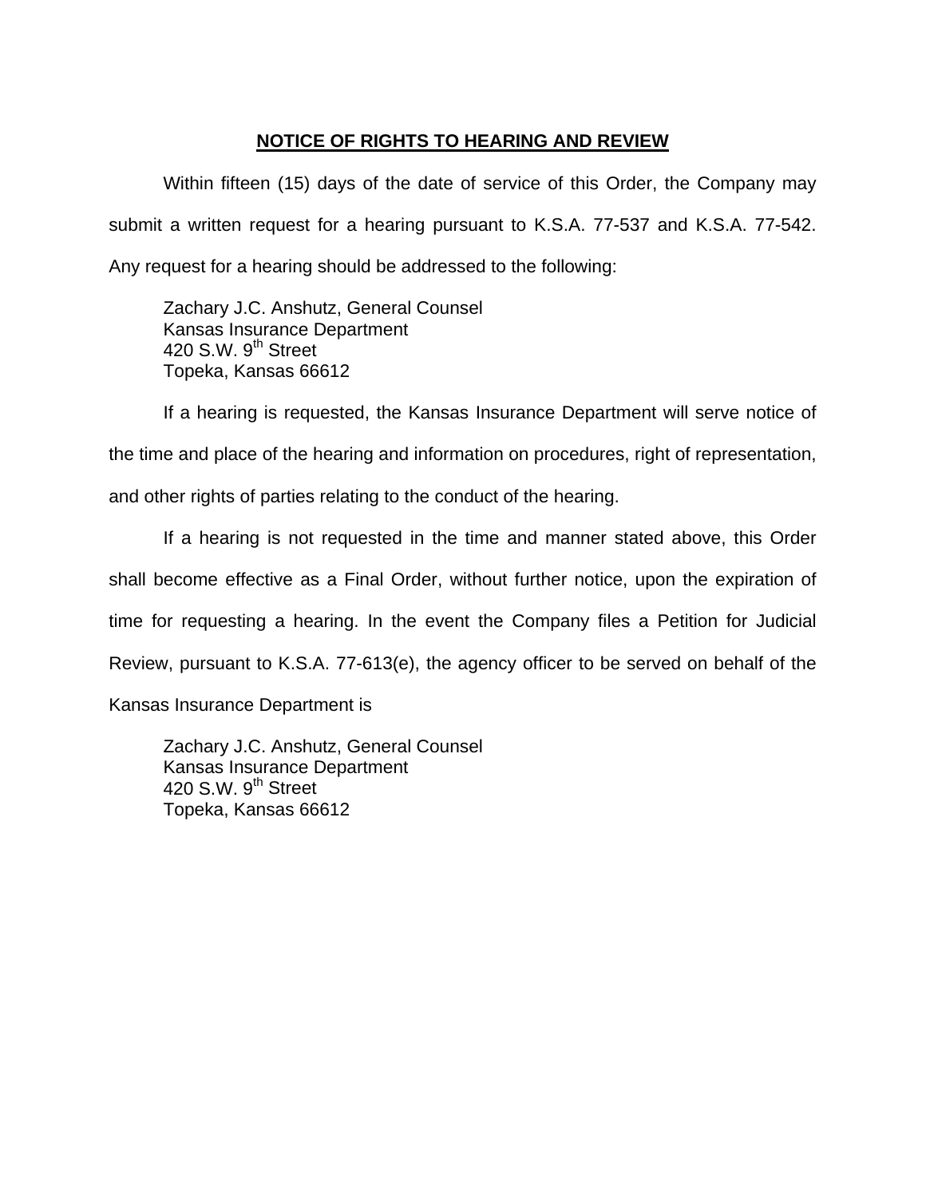## NOTICE OF RIGHTS TO HEARING AND REVIEW

Within fifteen (15) days of the date of service of this Order, the Company may submit a written request for a hearing pursuant to K.S.A. 77-537 and K.S.A. 77-542. Any request for a hearing should be addressed to the following:

Zachary J.C. Anshutz, General Counsel
Kansas Insurance Department
420 S.W. 9th Street
Topeka, Kansas 66612

If a hearing is requested, the Kansas Insurance Department will serve notice of the time and place of the hearing and information on procedures, right of representation, and other rights of parties relating to the conduct of the hearing.

If a hearing is not requested in the time and manner stated above, this Order shall become effective as a Final Order, without further notice, upon the expiration of time for requesting a hearing. In the event the Company files a Petition for Judicial Review, pursuant to K.S.A. 77-613(e), the agency officer to be served on behalf of the Kansas Insurance Department is

Zachary J.C. Anshutz, General Counsel
Kansas Insurance Department
420 S.W. 9th Street
Topeka, Kansas 66612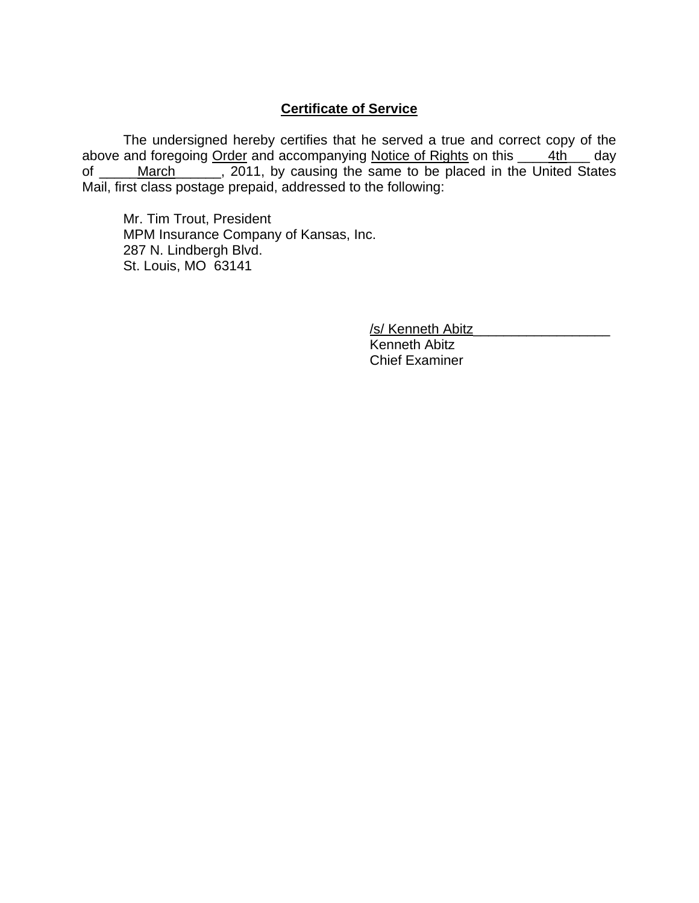## Certificate of Service

The undersigned hereby certifies that he served a true and correct copy of the above and foregoing Order and accompanying Notice of Rights on this ____4th___ day of _____March______, 2011, by causing the same to be placed in the United States Mail, first class postage prepaid, addressed to the following:

Mr. Tim Trout, President
MPM Insurance Company of Kansas, Inc.
287 N. Lindbergh Blvd.
St. Louis, MO 63141

/s/ Kenneth Abitz__________________
Kenneth Abitz
Chief Examiner